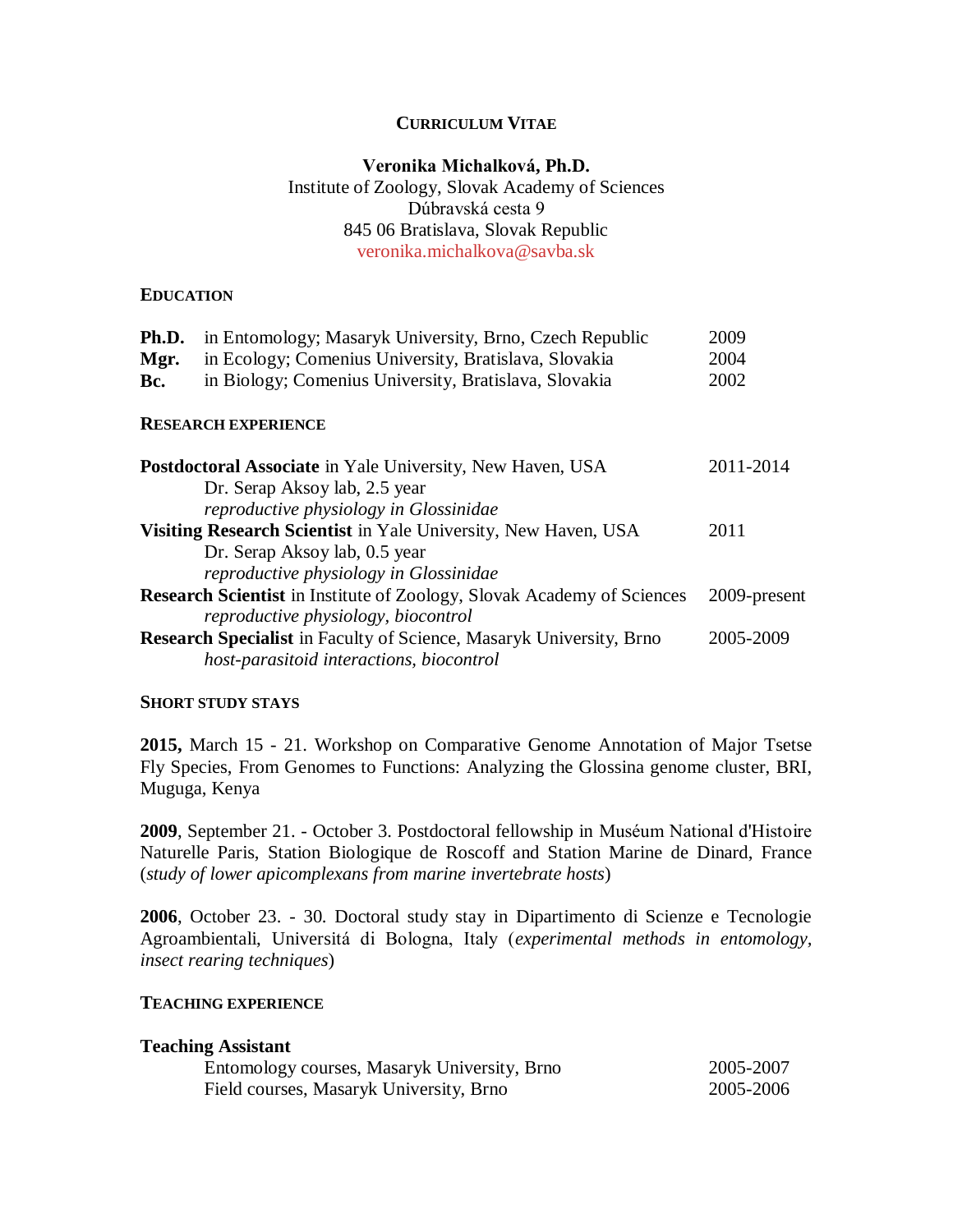# CURRICULUM VITAE

**Veronika Michalková, Ph.D.**
Institute of Zoology, Slovak Academy of Sciences
Dúbravská cesta 9
845 06 Bratislava, Slovak Republic
veronika.michalkova@savba.sk

## EDUCATION

| | | |
|---|---|---|
| **Ph.D.** | in Entomology; Masaryk University, Brno, Czech Republic | 2009 |
| **Mgr.** | in Ecology; Comenius University, Bratislava, Slovakia | 2004 |
| **Bc.** | in Biology; Comenius University, Bratislava, Slovakia | 2002 |

## RESEARCH EXPERIENCE

**Postdoctoral Associate** in Yale University, New Haven, USA — 2011-2014
Dr. Serap Aksoy lab, 2.5 year
*reproductive physiology in Glossinidae*

**Visiting Research Scientist** in Yale University, New Haven, USA — 2011
Dr. Serap Aksoy lab, 0.5 year
*reproductive physiology in Glossinidae*

**Research Scientist** in Institute of Zoology, Slovak Academy of Sciences — 2009-present
*reproductive physiology, biocontrol*

**Research Specialist** in Faculty of Science, Masaryk University, Brno — 2005-2009
*host-parasitoid interactions, biocontrol*

## SHORT STUDY STAYS

**2015,** March 15 - 21. Workshop on Comparative Genome Annotation of Major Tsetse Fly Species, From Genomes to Functions: Analyzing the Glossina genome cluster, BRI, Muguga, Kenya

**2009**, September 21. - October 3. Postdoctoral fellowship in Muséum National d'Histoire Naturelle Paris, Station Biologique de Roscoff and Station Marine de Dinard, France (*study of lower apicomplexans from marine invertebrate hosts*)

**2006**, October 23. - 30. Doctoral study stay in Dipartimento di Scienze e Tecnologie Agroambientali, Universitá di Bologna, Italy (*experimental methods in entomology, insect rearing techniques*)

## TEACHING EXPERIENCE

**Teaching Assistant**

| | |
|---|---|
| Entomology courses, Masaryk University, Brno | 2005-2007 |
| Field courses, Masaryk University, Brno | 2005-2006 |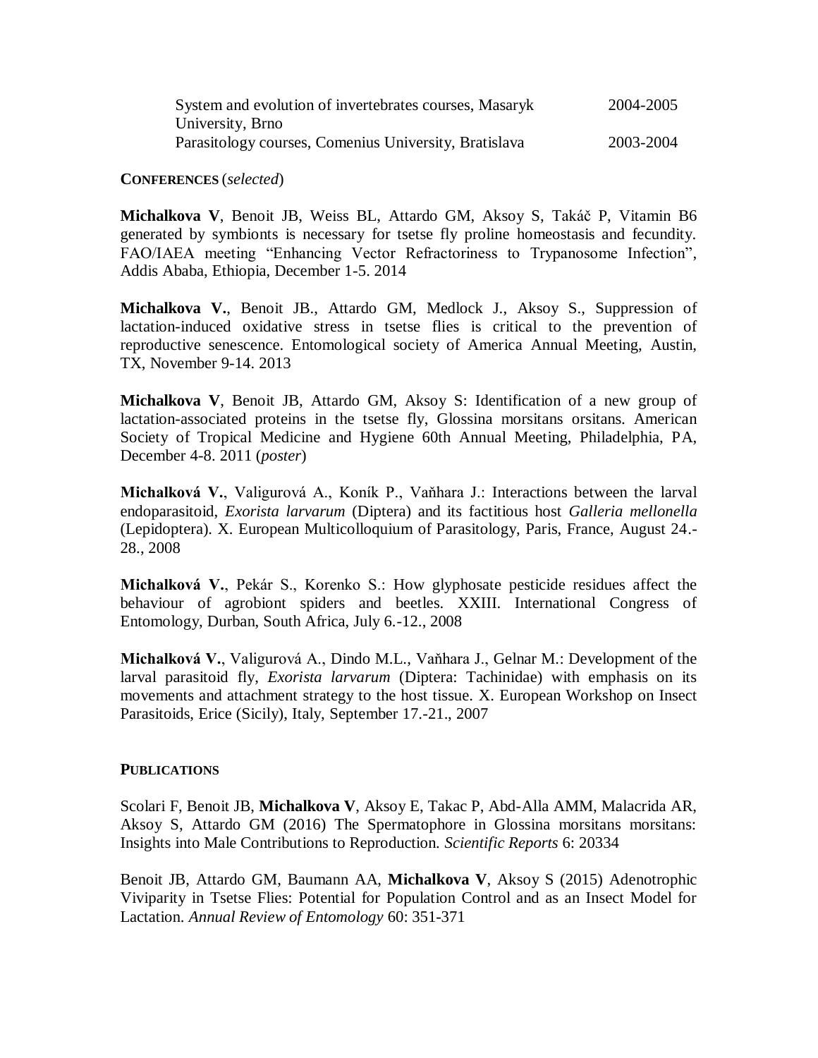| | |
|---|---|
| System and evolution of invertebrates courses, Masaryk University, Brno | 2004-2005 |
| Parasitology courses, Comenius University, Bratislava | 2003-2004 |

**CONFERENCES** (*selected*)

**Michalkova V**, Benoit JB, Weiss BL, Attardo GM, Aksoy S, Takáč P, Vitamin B6 generated by symbionts is necessary for tsetse fly proline homeostasis and fecundity. FAO/IAEA meeting "Enhancing Vector Refractoriness to Trypanosome Infection", Addis Ababa, Ethiopia, December 1-5. 2014

**Michalkova V.**, Benoit JB., Attardo GM, Medlock J., Aksoy S., Suppression of lactation-induced oxidative stress in tsetse flies is critical to the prevention of reproductive senescence. Entomological society of America Annual Meeting, Austin, TX, November 9-14. 2013

**Michalkova V**, Benoit JB, Attardo GM, Aksoy S: Identification of a new group of lactation-associated proteins in the tsetse fly, Glossina morsitans orsitans. American Society of Tropical Medicine and Hygiene 60th Annual Meeting, Philadelphia, PA, December 4-8. 2011 (*poster*)

**Michalková V.**, Valigurová A., Koník P., Vaňhara J.: Interactions between the larval endoparasitoid, *Exorista larvarum* (Diptera) and its factitious host *Galleria mellonella* (Lepidoptera). X. European Multicolloquium of Parasitology, Paris, France, August 24.-28., 2008

**Michalková V.**, Pekár S., Korenko S.: How glyphosate pesticide residues affect the behaviour of agrobiont spiders and beetles. XXIII. International Congress of Entomology, Durban, South Africa, July 6.-12., 2008

**Michalková V.**, Valigurová A., Dindo M.L., Vaňhara J., Gelnar M.: Development of the larval parasitoid fly, *Exorista larvarum* (Diptera: Tachinidae) with emphasis on its movements and attachment strategy to the host tissue. X. European Workshop on Insect Parasitoids, Erice (Sicily), Italy, September 17.-21., 2007

**PUBLICATIONS**

Scolari F, Benoit JB, **Michalkova V**, Aksoy E, Takac P, Abd-Alla AMM, Malacrida AR, Aksoy S, Attardo GM (2016) The Spermatophore in Glossina morsitans morsitans: Insights into Male Contributions to Reproduction. *Scientific Reports* 6: 20334

Benoit JB, Attardo GM, Baumann AA, **Michalkova V**, Aksoy S (2015) Adenotrophic Viviparity in Tsetse Flies: Potential for Population Control and as an Insect Model for Lactation. *Annual Review of Entomology* 60: 351-371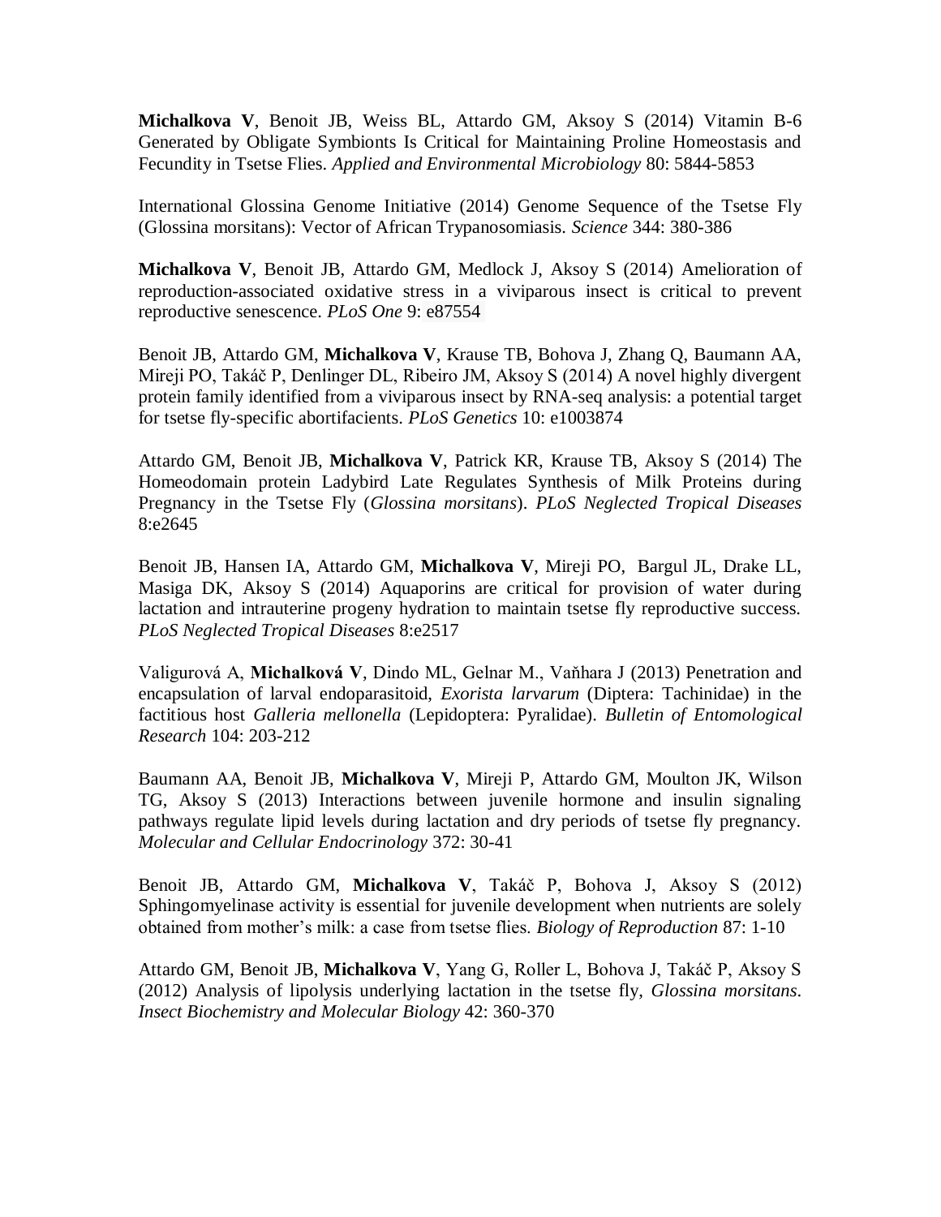**Michalkova V**, Benoit JB, Weiss BL, Attardo GM, Aksoy S (2014) Vitamin B-6 Generated by Obligate Symbionts Is Critical for Maintaining Proline Homeostasis and Fecundity in Tsetse Flies. *Applied and Environmental Microbiology* 80: 5844-5853

International Glossina Genome Initiative (2014) Genome Sequence of the Tsetse Fly (Glossina morsitans): Vector of African Trypanosomiasis. *Science* 344: 380-386

**Michalkova V**, Benoit JB, Attardo GM, Medlock J, Aksoy S (2014) Amelioration of reproduction-associated oxidative stress in a viviparous insect is critical to prevent reproductive senescence. *PLoS One* 9: e87554

Benoit JB, Attardo GM, **Michalkova V**, Krause TB, Bohova J, Zhang Q, Baumann AA, Mireji PO, Takáč P, Denlinger DL, Ribeiro JM, Aksoy S (2014) A novel highly divergent protein family identified from a viviparous insect by RNA-seq analysis: a potential target for tsetse fly-specific abortifacients. *PLoS Genetics* 10: e1003874

Attardo GM, Benoit JB, **Michalkova V**, Patrick KR, Krause TB, Aksoy S (2014) The Homeodomain protein Ladybird Late Regulates Synthesis of Milk Proteins during Pregnancy in the Tsetse Fly (*Glossina morsitans*). *PLoS Neglected Tropical Diseases* 8:e2645

Benoit JB, Hansen IA, Attardo GM, **Michalkova V**, Mireji PO, Bargul JL, Drake LL, Masiga DK, Aksoy S (2014) Aquaporins are critical for provision of water during lactation and intrauterine progeny hydration to maintain tsetse fly reproductive success. *PLoS Neglected Tropical Diseases* 8:e2517

Valigurová A, **Michalková V**, Dindo ML, Gelnar M., Vaňhara J (2013) Penetration and encapsulation of larval endoparasitoid, *Exorista larvarum* (Diptera: Tachinidae) in the factitious host *Galleria mellonella* (Lepidoptera: Pyralidae). *Bulletin of Entomological Research* 104: 203-212

Baumann AA, Benoit JB, **Michalkova V**, Mireji P, Attardo GM, Moulton JK, Wilson TG, Aksoy S (2013) Interactions between juvenile hormone and insulin signaling pathways regulate lipid levels during lactation and dry periods of tsetse fly pregnancy. *Molecular and Cellular Endocrinology* 372: 30-41

Benoit JB, Attardo GM, **Michalkova V**, Takáč P, Bohova J, Aksoy S (2012) Sphingomyelinase activity is essential for juvenile development when nutrients are solely obtained from mother's milk: a case from tsetse flies. *Biology of Reproduction* 87: 1-10

Attardo GM, Benoit JB, **Michalkova V**, Yang G, Roller L, Bohova J, Takáč P, Aksoy S (2012) Analysis of lipolysis underlying lactation in the tsetse fly, *Glossina morsitans*. *Insect Biochemistry and Molecular Biology* 42: 360-370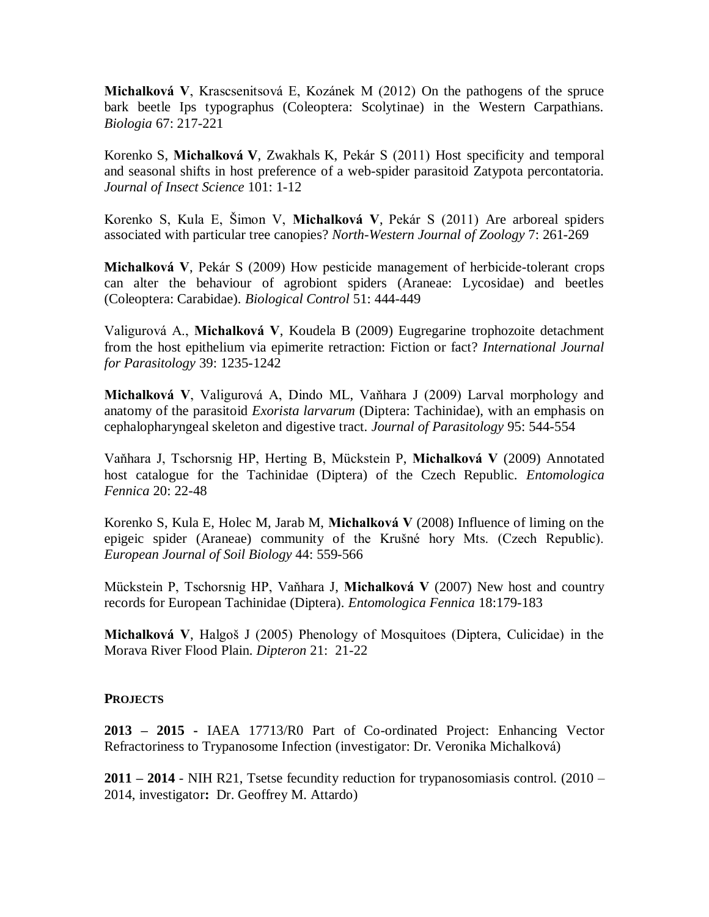**Michalková V**, Krascsenitsová E, Kozánek M (2012) On the pathogens of the spruce bark beetle Ips typographus (Coleoptera: Scolytinae) in the Western Carpathians. *Biologia* 67: 217-221

Korenko S, **Michalková V**, Zwakhals K, Pekár S (2011) Host specificity and temporal and seasonal shifts in host preference of a web-spider parasitoid Zatypota percontatoria. *Journal of Insect Science* 101: 1-12

Korenko S, Kula E, Šimon V, **Michalková V**, Pekár S (2011) Are arboreal spiders associated with particular tree canopies? *North-Western Journal of Zoology* 7: 261-269

**Michalková V**, Pekár S (2009) How pesticide management of herbicide-tolerant crops can alter the behaviour of agrobiont spiders (Araneae: Lycosidae) and beetles (Coleoptera: Carabidae). *Biological Control* 51: 444-449

Valigurová A., **Michalková V**, Koudela B (2009) Eugregarine trophozoite detachment from the host epithelium via epimerite retraction: Fiction or fact? *International Journal for Parasitology* 39: 1235-1242

**Michalková V**, Valigurová A, Dindo ML, Vaňhara J (2009) Larval morphology and anatomy of the parasitoid *Exorista larvarum* (Diptera: Tachinidae), with an emphasis on cephalopharyngeal skeleton and digestive tract. *Journal of Parasitology* 95: 544-554

Vaňhara J, Tschorsnig HP, Herting B, Mückstein P, **Michalková V** (2009) Annotated host catalogue for the Tachinidae (Diptera) of the Czech Republic. *Entomologica Fennica* 20: 22-48

Korenko S, Kula E, Holec M, Jarab M, **Michalková V** (2008) Influence of liming on the epigeic spider (Araneae) community of the Krušné hory Mts. (Czech Republic). *European Journal of Soil Biology* 44: 559-566

Mückstein P, Tschorsnig HP, Vaňhara J, **Michalková V** (2007) New host and country records for European Tachinidae (Diptera). *Entomologica Fennica* 18:179-183

**Michalková V**, Halgoš J (2005) Phenology of Mosquitoes (Diptera, Culicidae) in the Morava River Flood Plain. *Dipteron* 21: 21-22

**PROJECTS**

**2013 – 2015 -** IAEA 17713/R0 Part of Co-ordinated Project: Enhancing Vector Refractoriness to Trypanosome Infection (investigator: Dr. Veronika Michalková)

**2011 – 2014** - NIH R21, Tsetse fecundity reduction for trypanosomiasis control. (2010 – 2014, investigator**:** Dr. Geoffrey M. Attardo)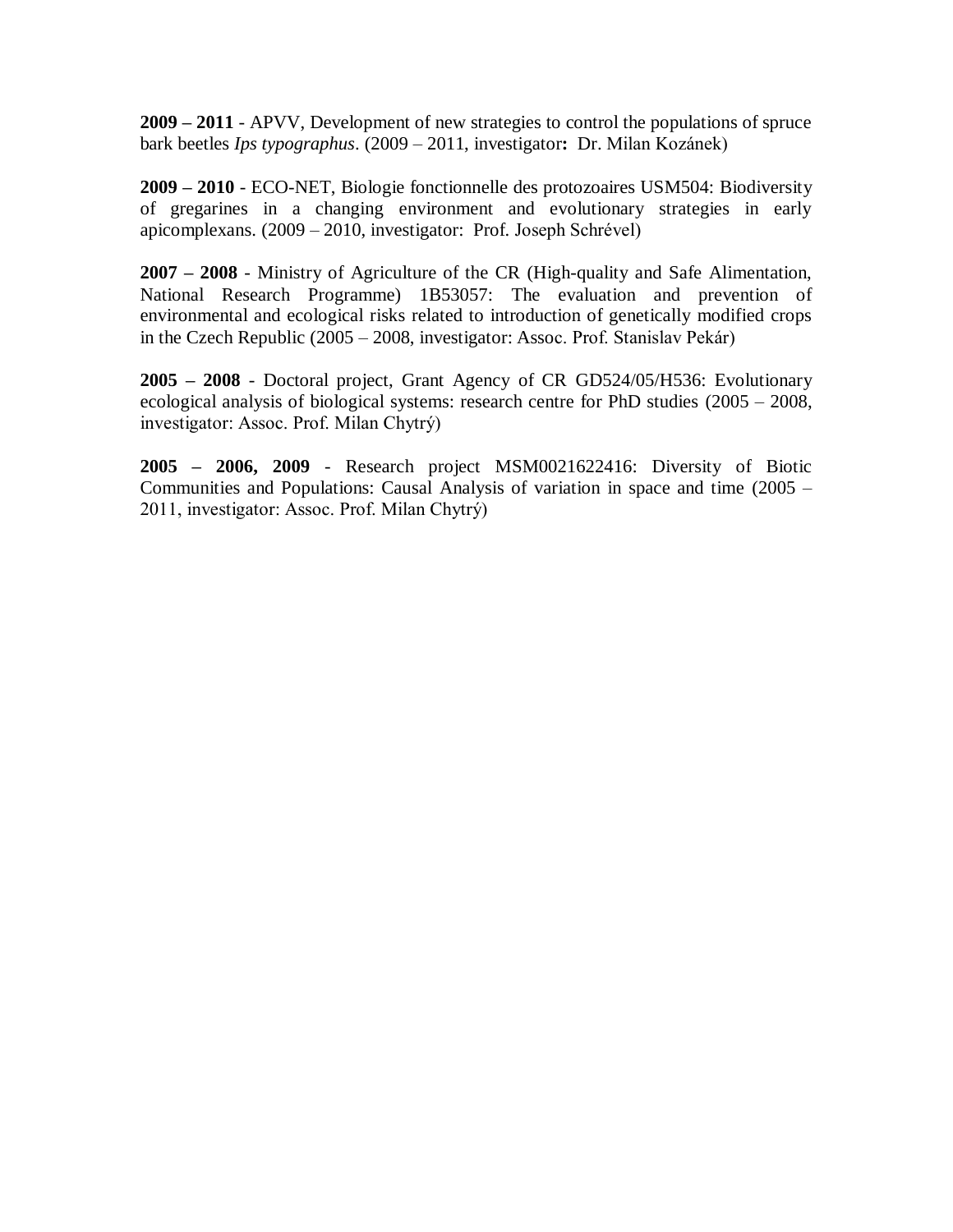**2009 – 2011** - APVV, Development of new strategies to control the populations of spruce bark beetles *Ips typographus*. (2009 – 2011, investigator**:** Dr. Milan Kozánek)

**2009 – 2010** - ECO-NET, Biologie fonctionnelle des protozoaires USM504: Biodiversity of gregarines in a changing environment and evolutionary strategies in early apicomplexans. (2009 – 2010, investigator: Prof. Joseph Schrével)

**2007 – 2008** - Ministry of Agriculture of the CR (High-quality and Safe Alimentation, National Research Programme) 1B53057: The evaluation and prevention of environmental and ecological risks related to introduction of genetically modified crops in the Czech Republic (2005 – 2008, investigator: Assoc. Prof. Stanislav Pekár)

**2005 – 2008** - Doctoral project, Grant Agency of CR GD524/05/H536: Evolutionary ecological analysis of biological systems: research centre for PhD studies (2005 – 2008, investigator: Assoc. Prof. Milan Chytrý)

**2005 – 2006, 2009** - Research project MSM0021622416: Diversity of Biotic Communities and Populations: Causal Analysis of variation in space and time (2005 – 2011, investigator: Assoc. Prof. Milan Chytrý)